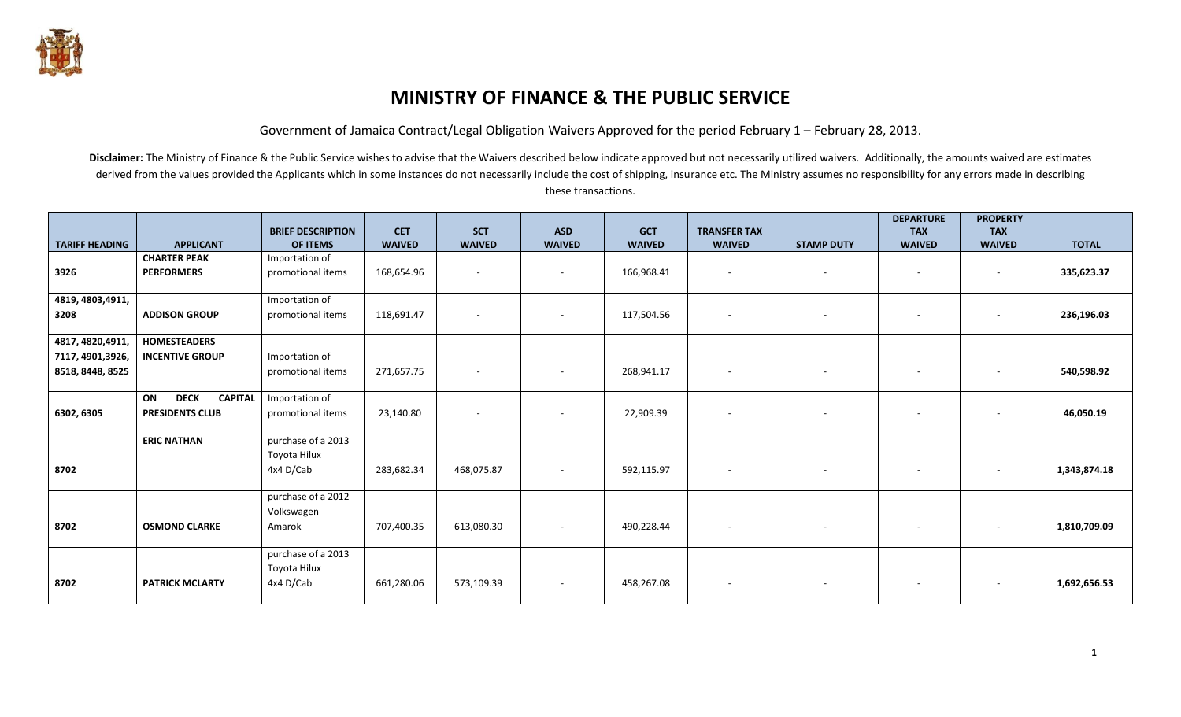# MINISTRY OF FINANCE & THE PUBLIC SERVICE

Government of Jamaica Contract/Legal Obligation Waivers Approved for the period February 1 – February 28, 2013.

**Disclaimer:** The Ministry of Finance & the Public Service wishes to advise that the Waivers described below indicate approved but not necessarily utilized waivers. Additionally, the amounts waived are estimates derived from the values provided the Applicants which in some instances do not necessarily include the cost of shipping, insurance etc. The Ministry assumes no responsibility for any errors made in describing these transactions.

| TARIFF HEADING | APPLICANT | BRIEF DESCRIPTION OF ITEMS | CET WAIVED | SCT WAIVED | ASD WAIVED | GCT WAIVED | TRANSFER TAX WAIVED | STAMP DUTY | DEPARTURE TAX WAIVED | PROPERTY TAX WAIVED | TOTAL |
|---|---|---|---|---|---|---|---|---|---|---|---|
| 3926 | **CHARTER PEAK PERFORMERS** | Importation of promotional items | 168,654.96 | - | - | 166,968.41 | - | - | - | - | **335,623.37** |
| 4819, 4803,4911, 3208 | **ADDISON GROUP** | Importation of promotional items | 118,691.47 | - | - | 117,504.56 | - | - | - | - | **236,196.03** |
| 4817, 4820,4911, 7117, 4901,3926, 8518, 8448, 8525 | **HOMESTEADERS INCENTIVE GROUP** | Importation of promotional items | 271,657.75 | - | - | 268,941.17 | - | - | - | - | **540,598.92** |
| 6302, 6305 | **ON DECK CAPITAL PRESIDENTS CLUB** | Importation of promotional items | 23,140.80 | - | - | 22,909.39 | - | - | - | - | **46,050.19** |
| 8702 | **ERIC NATHAN** | purchase of a 2013 Toyota Hilux 4x4 D/Cab | 283,682.34 | 468,075.87 | - | 592,115.97 | - | - | - | - | **1,343,874.18** |
| 8702 | **OSMOND CLARKE** | purchase of a 2012 Volkswagen Amarok | 707,400.35 | 613,080.30 | - | 490,228.44 | - | - | - | - | **1,810,709.09** |
| 8702 | **PATRICK MCLARTY** | purchase of a 2013 Toyota Hilux 4x4 D/Cab | 661,280.06 | 573,109.39 | - | 458,267.08 | - | - | - | - | **1,692,656.53** |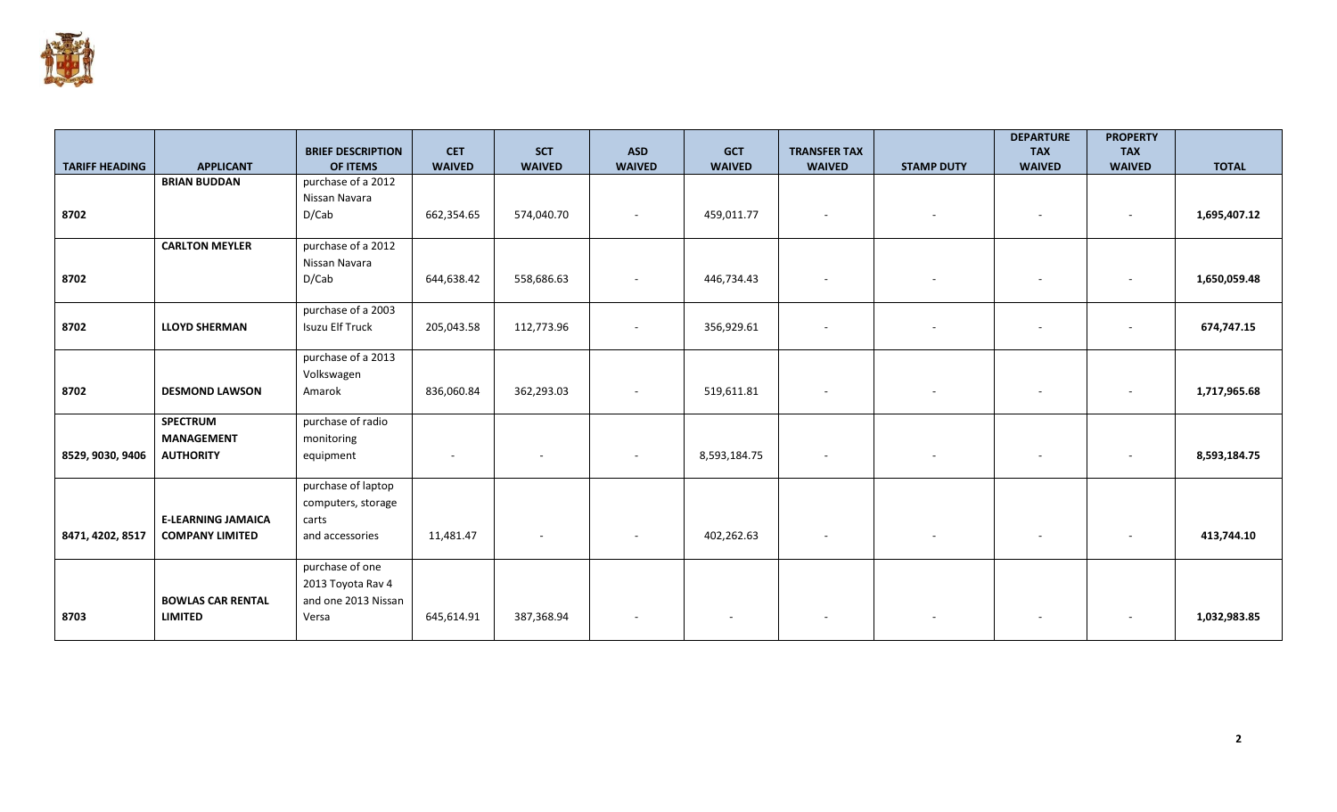| TARIFF HEADING | APPLICANT | BRIEF DESCRIPTION OF ITEMS | CET WAIVED | SCT WAIVED | ASD WAIVED | GCT WAIVED | TRANSFER TAX WAIVED | STAMP DUTY | DEPARTURE TAX WAIVED | PROPERTY TAX WAIVED | TOTAL |
|---|---|---|---|---|---|---|---|---|---|---|---|
| 8702 | **BRIAN BUDDAN** | purchase of a 2012 Nissan Navara D/Cab | 662,354.65 | 574,040.70 | - | 459,011.77 | - | - | - | - | **1,695,407.12** |
| 8702 | **CARLTON MEYLER** | purchase of a 2012 Nissan Navara D/Cab | 644,638.42 | 558,686.63 | - | 446,734.43 | - | - | - | - | **1,650,059.48** |
| 8702 | **LLOYD SHERMAN** | purchase of a 2003 Isuzu Elf Truck | 205,043.58 | 112,773.96 | - | 356,929.61 | - | - | - | - | **674,747.15** |
| 8702 | **DESMOND LAWSON** | purchase of a 2013 Volkswagen Amarok | 836,060.84 | 362,293.03 | - | 519,611.81 | - | - | - | - | **1,717,965.68** |
| 8529, 9030, 9406 | **SPECTRUM MANAGEMENT AUTHORITY** | purchase of radio monitoring equipment | - | - | - | 8,593,184.75 | - | - | - | - | **8,593,184.75** |
| 8471, 4202, 8517 | **E-LEARNING JAMAICA COMPANY LIMITED** | purchase of laptop computers, storage carts and accessories | 11,481.47 | - | - | 402,262.63 | - | - | - | - | **413,744.10** |
| 8703 | **BOWLAS CAR RENTAL LIMITED** | purchase of one 2013 Toyota Rav 4 and one 2013 Nissan Versa | 645,614.91 | 387,368.94 | - | - | - | - | - | - | **1,032,983.85** |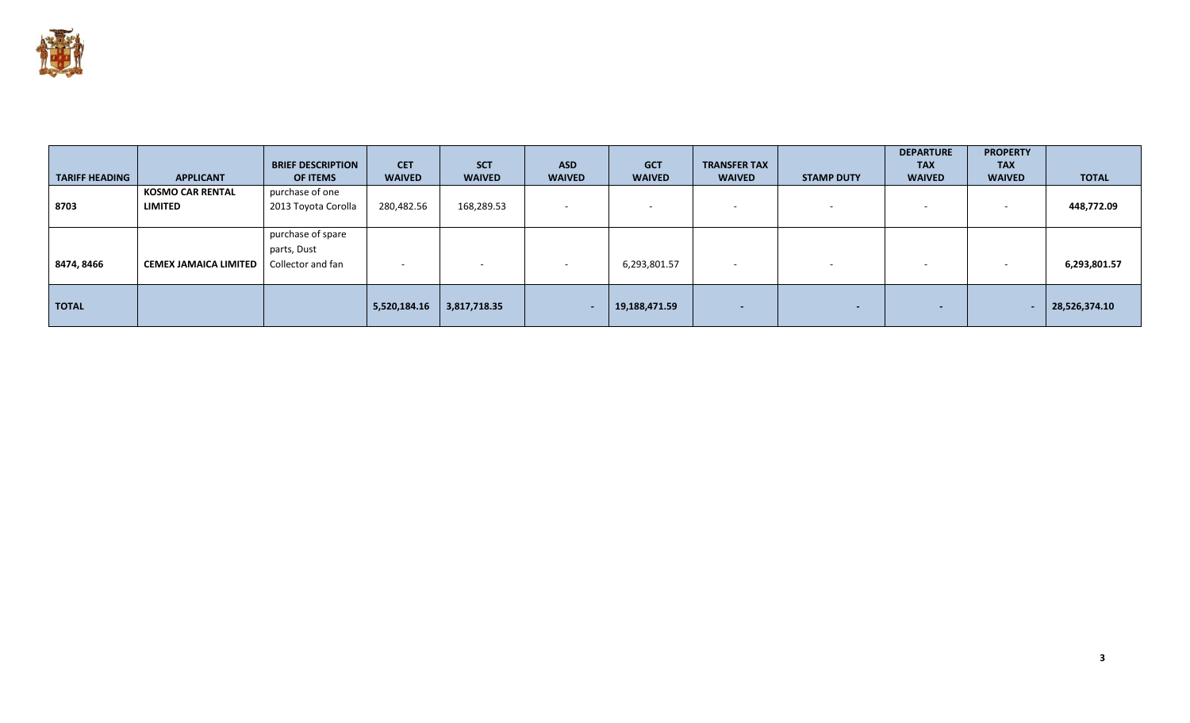| TARIFF HEADING | APPLICANT | BRIEF DESCRIPTION OF ITEMS | CET WAIVED | SCT WAIVED | ASD WAIVED | GCT WAIVED | TRANSFER TAX WAIVED | STAMP DUTY | DEPARTURE TAX WAIVED | PROPERTY TAX WAIVED | TOTAL |
|---|---|---|---|---|---|---|---|---|---|---|---|
| **8703** | **KOSMO CAR RENTAL LIMITED** | purchase of one 2013 Toyota Corolla | 280,482.56 | 168,289.53 | - | - | - | - | - | - | **448,772.09** |
| **8474, 8466** | **CEMEX JAMAICA LIMITED** | purchase of spare parts, Dust Collector and fan | - | - | - | 6,293,801.57 | - | - | - | - | **6,293,801.57** |
| **TOTAL** | | | **5,520,184.16** | **3,817,718.35** | **-** | **19,188,471.59** | **-** | **-** | **-** | **-** | **28,526,374.10** |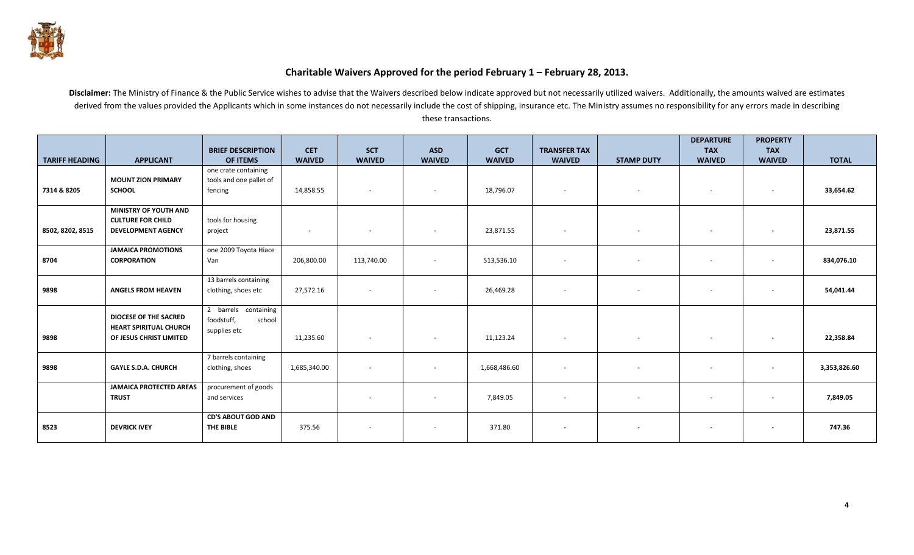## Charitable Waivers Approved for the period February 1 – February 28, 2013.

**Disclaimer:** The Ministry of Finance & the Public Service wishes to advise that the Waivers described below indicate approved but not necessarily utilized waivers. Additionally, the amounts waived are estimates derived from the values provided the Applicants which in some instances do not necessarily include the cost of shipping, insurance etc. The Ministry assumes no responsibility for any errors made in describing these transactions.

| TARIFF HEADING | APPLICANT | BRIEF DESCRIPTION OF ITEMS | CET WAIVED | SCT WAIVED | ASD WAIVED | GCT WAIVED | TRANSFER TAX WAIVED | STAMP DUTY | DEPARTURE TAX WAIVED | PROPERTY TAX WAIVED | TOTAL |
|---|---|---|---|---|---|---|---|---|---|---|---|
| 7314 & 8205 | **MOUNT ZION PRIMARY SCHOOL** | one crate containing tools and one pallet of fencing | 14,858.55 | - | - | 18,796.07 | - | - | - | - | **33,654.62** |
| 8502, 8202, 8515 | **MINISTRY OF YOUTH AND CULTURE FOR CHILD DEVELOPMENT AGENCY** | tools for housing project | - | - | - | 23,871.55 | - | - | - | - | **23,871.55** |
| 8704 | **JAMAICA PROMOTIONS CORPORATION** | one 2009 Toyota Hiace Van | 206,800.00 | 113,740.00 | - | 513,536.10 | - | - | - | - | **834,076.10** |
| 9898 | **ANGELS FROM HEAVEN** | 13 barrels containing clothing, shoes etc | 27,572.16 | - | - | 26,469.28 | - | - | - | - | **54,041.44** |
| 9898 | **DIOCESE OF THE SACRED HEART SPIRITUAL CHURCH OF JESUS CHRIST LIMITED** | 2 barrels containing foodstuff, school supplies etc | 11,235.60 | - | - | 11,123.24 | - | - | - | - | **22,358.84** |
| 9898 | **GAYLE S.D.A. CHURCH** | 7 barrels containing clothing, shoes | 1,685,340.00 | - | - | 1,668,486.60 | - | - | - | - | **3,353,826.60** |
| | **JAMAICA PROTECTED AREAS TRUST** | procurement of goods and services | | - | - | 7,849.05 | - | - | - | - | **7,849.05** |
| 8523 | **DEVRICK IVEY** | **CD'S ABOUT GOD AND THE BIBLE** | 375.56 | - | - | 371.80 | **-** | **-** | **-** | **-** | **747.36** |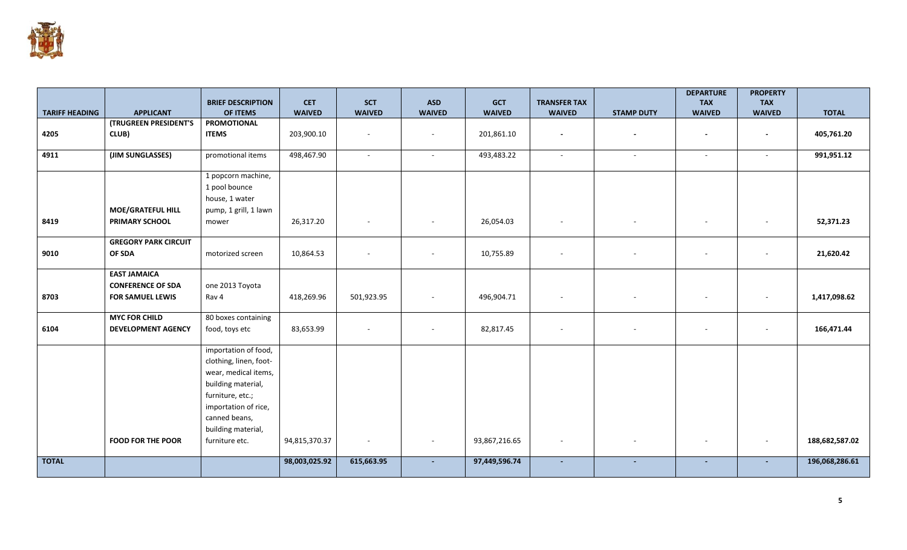| TARIFF HEADING | APPLICANT | BRIEF DESCRIPTION OF ITEMS | CET WAIVED | SCT WAIVED | ASD WAIVED | GCT WAIVED | TRANSFER TAX WAIVED | STAMP DUTY | DEPARTURE TAX WAIVED | PROPERTY TAX WAIVED | TOTAL |
|---|---|---|---|---|---|---|---|---|---|---|---|
| **4205** | **(TRUGREEN PRESIDENT'S CLUB)** | **PROMOTIONAL ITEMS** | 203,900.10 | - | - | 201,861.10 | **-** | **-** | **-** | **-** | **405,761.20** |
| **4911** | **(JIM SUNGLASSES)** | promotional items | 498,467.90 | - | - | 493,483.22 | - | - | - | - | **991,951.12** |
| **8419** | **MOE/GRATEFUL HILL PRIMARY SCHOOL** | 1 popcorn machine, 1 pool bounce house, 1 water pump, 1 grill, 1 lawn mower | 26,317.20 | - | - | 26,054.03 | - | - | - | - | **52,371.23** |
| **9010** | **GREGORY PARK CIRCUIT OF SDA** | motorized screen | 10,864.53 | - | - | 10,755.89 | - | - | - | - | **21,620.42** |
| **8703** | **EAST JAMAICA CONFERENCE OF SDA FOR SAMUEL LEWIS** | one 2013 Toyota Rav 4 | 418,269.96 | 501,923.95 | - | 496,904.71 | - | - | - | - | **1,417,098.62** |
| **6104** | **MYC FOR CHILD DEVELOPMENT AGENCY** | 80 boxes containing food, toys etc | 83,653.99 | - | - | 82,817.45 | - | - | - | - | **166,471.44** |
| | **FOOD FOR THE POOR** | importation of food, clothing, linen, foot-wear, medical items, building material, furniture, etc.; importation of rice, canned beans, building material, furniture etc. | 94,815,370.37 | - | - | 93,867,216.65 | - | - | - | - | **188,682,587.02** |
| **TOTAL** | | | **98,003,025.92** | **615,663.95** | **-** | **97,449,596.74** | **-** | **-** | **-** | **-** | **196,068,286.61** |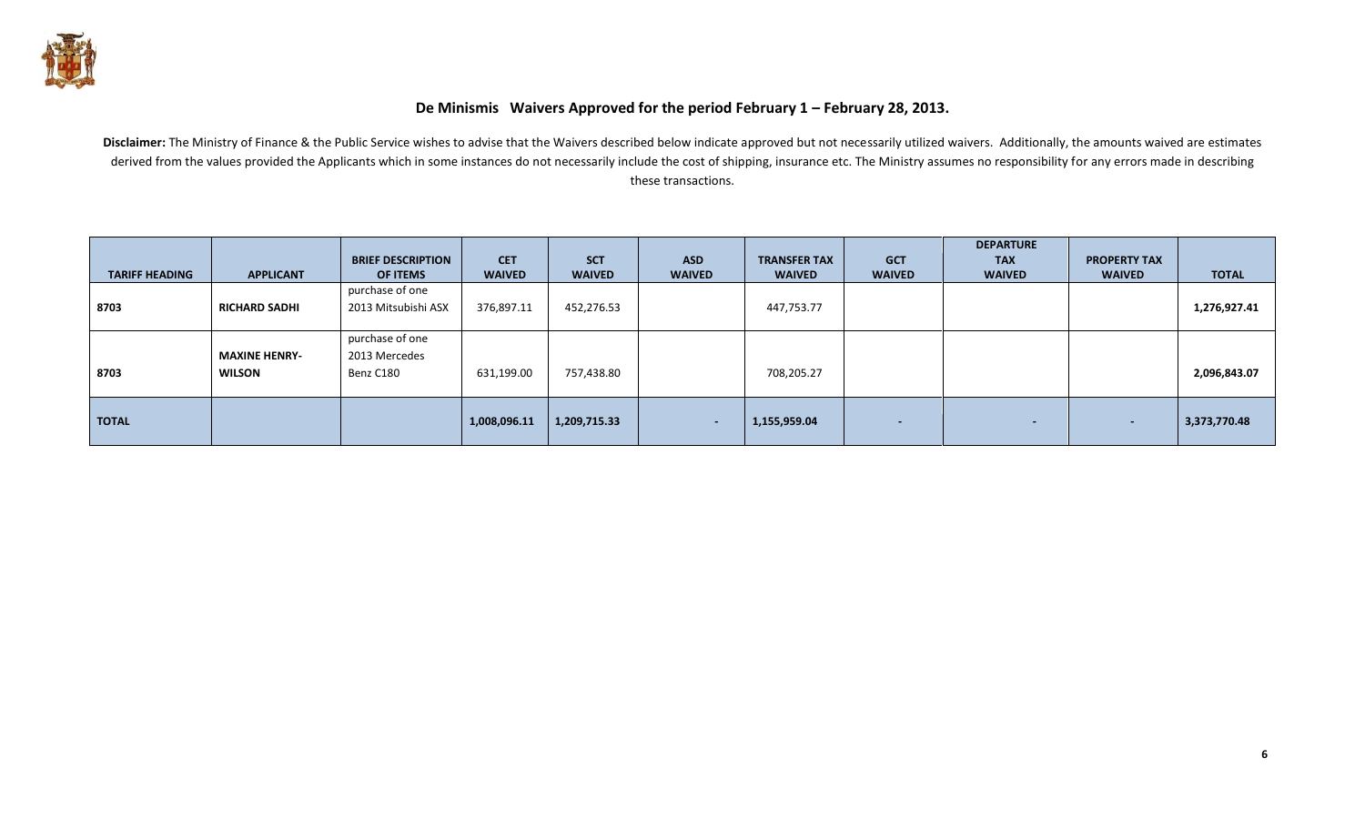## De Minismis Waivers Approved for the period February 1 – February 28, 2013.

**Disclaimer:** The Ministry of Finance & the Public Service wishes to advise that the Waivers described below indicate approved but not necessarily utilized waivers. Additionally, the amounts waived are estimates derived from the values provided the Applicants which in some instances do not necessarily include the cost of shipping, insurance etc. The Ministry assumes no responsibility for any errors made in describing these transactions.

| TARIFF HEADING | APPLICANT | BRIEF DESCRIPTION OF ITEMS | CET WAIVED | SCT WAIVED | ASD WAIVED | TRANSFER TAX WAIVED | GCT WAIVED | DEPARTURE TAX WAIVED | PROPERTY TAX WAIVED | TOTAL |
|---|---|---|---|---|---|---|---|---|---|---|
| 8703 | **RICHARD SADHI** | purchase of one 2013 Mitsubishi ASX | 376,897.11 | 452,276.53 | | 447,753.77 | | | | **1,276,927.41** |
| 8703 | **MAXINE HENRY-WILSON** | purchase of one 2013 Mercedes Benz C180 | 631,199.00 | 757,438.80 | | 708,205.27 | | | | **2,096,843.07** |
| **TOTAL** | | | **1,008,096.11** | **1,209,715.33** | - | **1,155,959.04** | - | - | - | **3,373,770.48** |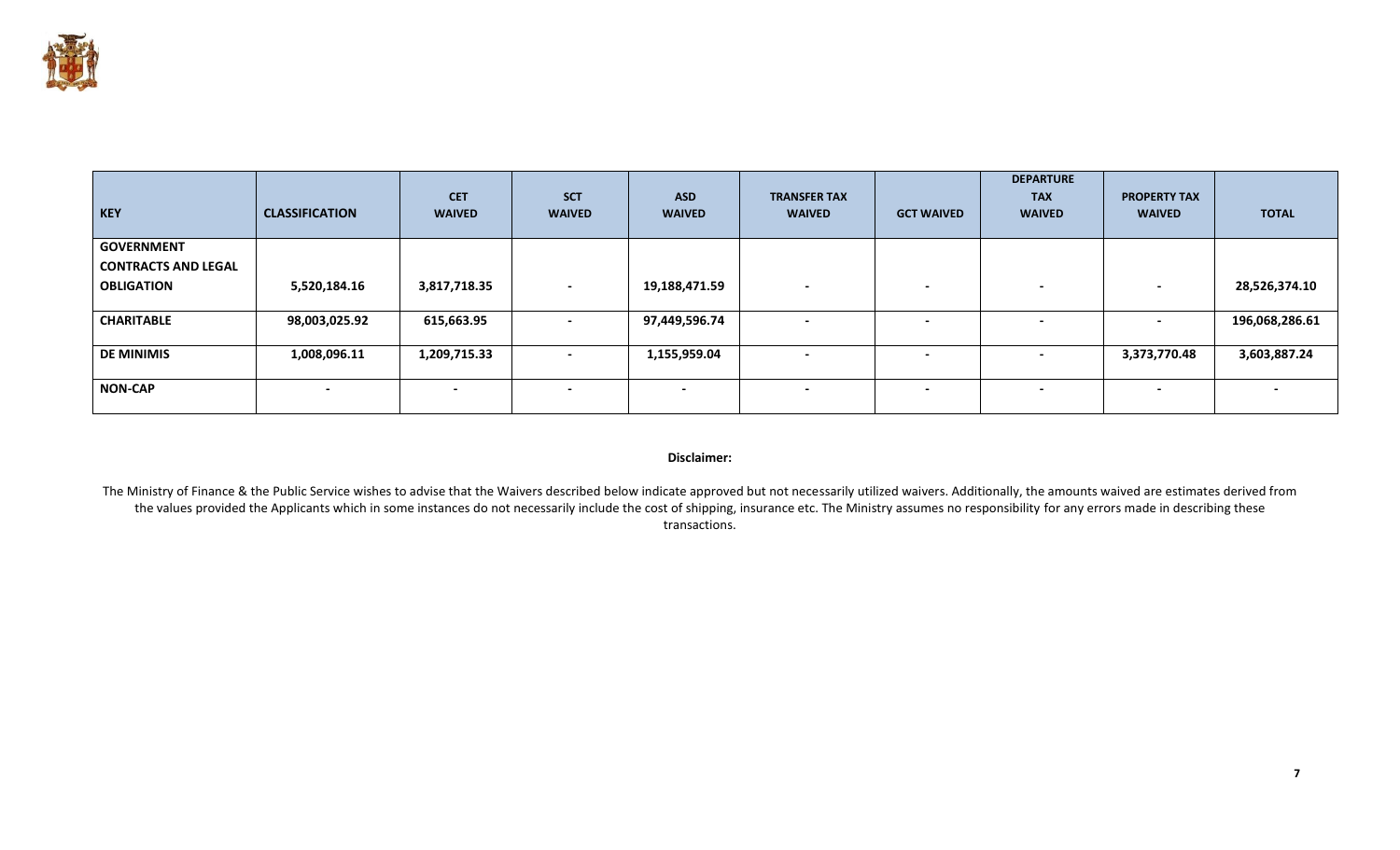| KEY | CLASSIFICATION | CET WAIVED | SCT WAIVED | ASD WAIVED | TRANSFER TAX WAIVED | GCT WAIVED | DEPARTURE TAX WAIVED | PROPERTY TAX WAIVED | TOTAL |
|---|---|---|---|---|---|---|---|---|---|
| **GOVERNMENT CONTRACTS AND LEGAL OBLIGATION** | **5,520,184.16** | **3,817,718.35** | **-** | **19,188,471.59** | **-** | **-** | **-** | **-** | **28,526,374.10** |
| **CHARITABLE** | **98,003,025.92** | **615,663.95** | **-** | **97,449,596.74** | **-** | **-** | **-** | **-** | **196,068,286.61** |
| **DE MINIMIS** | **1,008,096.11** | **1,209,715.33** | **-** | **1,155,959.04** | **-** | **-** | **-** | **3,373,770.48** | **3,603,887.24** |
| **NON-CAP** | **-** | **-** | **-** | **-** | **-** | **-** | **-** | **-** | **-** |

**Disclaimer:**

The Ministry of Finance & the Public Service wishes to advise that the Waivers described below indicate approved but not necessarily utilized waivers. Additionally, the amounts waived are estimates derived from the values provided the Applicants which in some instances do not necessarily include the cost of shipping, insurance etc. The Ministry assumes no responsibility for any errors made in describing these transactions.